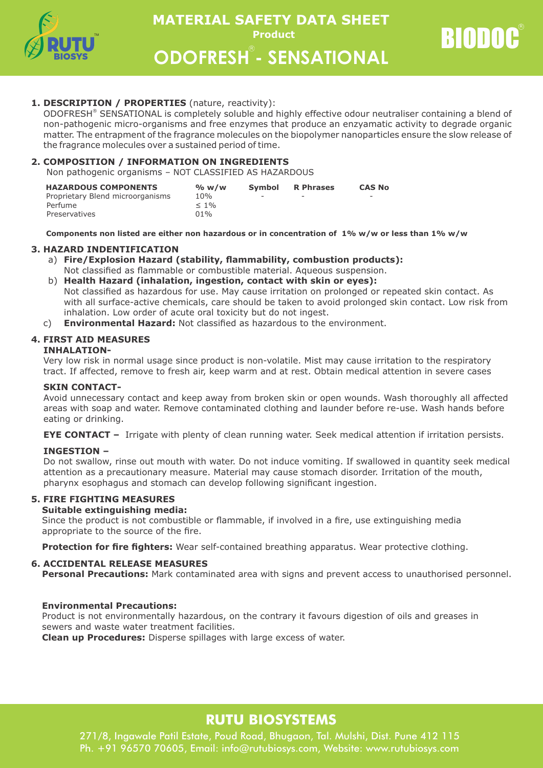# MATERIAL SAFETY DATA SHEET

**Product**

# ODOFRESH® - SENSATIONAL

BIODOC®

## 1. DESCRIPTION / PROPERTIES (nature, reactivity):

ODOFRESH® SENSATIONAL is completely soluble and highly effective odour neutraliser containing a blend of non-pathogenic micro-organisms and free enzymes that produce an enzyamatic activity to degrade organic matter. The entrapment of the fragrance molecules on the biopolymer nanoparticles ensure the slow release of the fragrance molecules over a sustained period of time.

## 2. COMPOSITION / INFORMATION ON INGREDIENTS

Non pathogenic organisms – NOT CLASSIFIED AS HAZARDOUS

| HAZARDOUS COMPONENTS | % w/w | Symbol | R Phrases | CAS No |
|---|---|---|---|---|
| Proprietary Blend microorganisms | 10% | - | - | - |
| Perfume | ≤ 1% | | | |
| Preservatives | 01% | | | |

**Components non listed are either non hazardous or in concentration of 1% w/w or less than 1% w/w**

## 3. HAZARD INDENTIFICATION

a) **Fire/Explosion Hazard (stability, flammability, combustion products):**
Not classified as flammable or combustible material. Aqueous suspension.

b) **Health Hazard (inhalation, ingestion, contact with skin or eyes):**
Not classified as hazardous for use. May cause irritation on prolonged or repeated skin contact. As with all surface-active chemicals, care should be taken to avoid prolonged skin contact. Low risk from inhalation. Low order of acute oral toxicity but do not ingest.

c) **Environmental Hazard:** Not classified as hazardous to the environment.

## 4. FIRST AID MEASURES

**INHALATION-**

Very low risk in normal usage since product is non-volatile. Mist may cause irritation to the respiratory tract. If affected, remove to fresh air, keep warm and at rest. Obtain medical attention in severe cases

**SKIN CONTACT-**

Avoid unnecessary contact and keep away from broken skin or open wounds. Wash thoroughly all affected areas with soap and water. Remove contaminated clothing and launder before re-use. Wash hands before eating or drinking.

**EYE CONTACT –** Irrigate with plenty of clean running water. Seek medical attention if irritation persists.

**INGESTION –**

Do not swallow, rinse out mouth with water. Do not induce vomiting. If swallowed in quantity seek medical attention as a precautionary measure. Material may cause stomach disorder. Irritation of the mouth, pharynx esophagus and stomach can develop following significant ingestion.

## 5. FIRE FIGHTING MEASURES

**Suitable extinguishing media:**

Since the product is not combustible or flammable, if involved in a fire, use extinguishing media appropriate to the source of the fire.

**Protection for fire fighters:** Wear self-contained breathing apparatus. Wear protective clothing.

## 6. ACCIDENTAL RELEASE MEASURES

**Personal Precautions:** Mark contaminated area with signs and prevent access to unauthorised personnel.

**Environmental Precautions:**

Product is not environmentally hazardous, on the contrary it favours digestion of oils and greases in sewers and waste water treatment facilities.

**Clean up Procedures:** Disperse spillages with large excess of water.

**RUTU BIOSYSTEMS**

271/8, Ingawale Patil Estate, Poud Road, Bhugaon, Tal. Mulshi, Dist. Pune 412 115
Ph. +91 96570 70605, Email: info@rutubiosys.com, Website: www.rutubiosys.com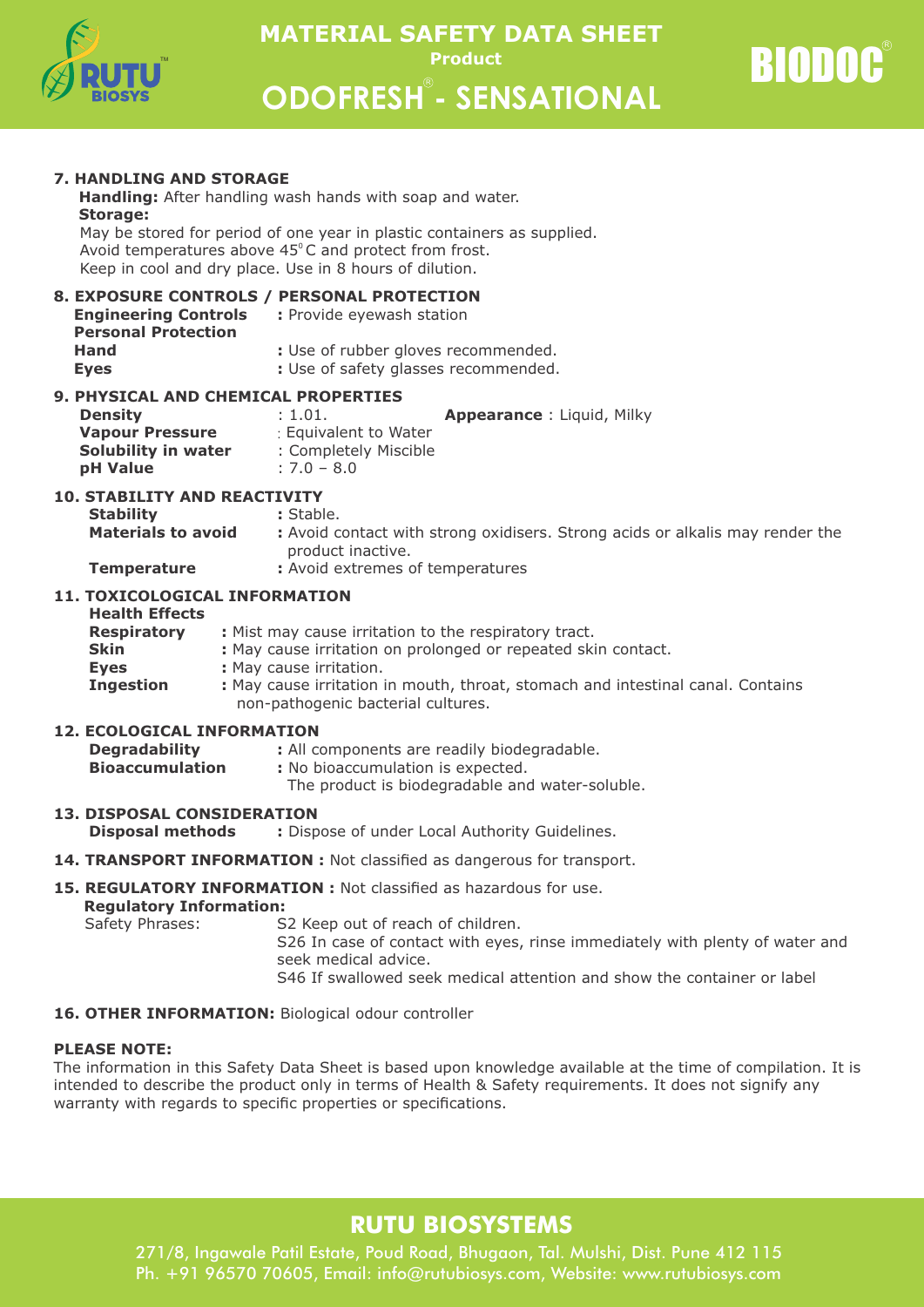# MATERIAL SAFETY DATA SHEET

Product

# ODOFRESH® - SENSATIONAL

## 7. HANDLING AND STORAGE

**Handling:** After handling wash hands with soap and water.

**Storage:**

May be stored for period of one year in plastic containers as supplied.
Avoid temperatures above 45°C and protect from frost.
Keep in cool and dry place. Use in 8 hours of dilution.

## 8. EXPOSURE CONTROLS / PERSONAL PROTECTION

**Engineering Controls** : Provide eyewash station

**Personal Protection**

**Hand** : Use of rubber gloves recommended.

**Eyes** : Use of safety glasses recommended.

## 9. PHYSICAL AND CHEMICAL PROPERTIES

**Density** : 1.01.

**Appearance** : Liquid, Milky

**Vapour Pressure** : Equivalent to Water

**Solubility in water** : Completely Miscible

**pH Value** : 7.0 – 8.0

## 10. STABILITY AND REACTIVITY

**Stability** : Stable.

**Materials to avoid** : Avoid contact with strong oxidisers. Strong acids or alkalis may render the product inactive.

**Temperature** : Avoid extremes of temperatures

## 11. TOXICOLOGICAL INFORMATION

**Health Effects**

**Respiratory** : Mist may cause irritation to the respiratory tract.

**Skin** : May cause irritation on prolonged or repeated skin contact.

**Eyes** : May cause irritation.

**Ingestion** : May cause irritation in mouth, throat, stomach and intestinal canal. Contains non-pathogenic bacterial cultures.

## 12. ECOLOGICAL INFORMATION

**Degradability** : All components are readily biodegradable.

**Bioaccumulation** : No bioaccumulation is expected.
The product is biodegradable and water-soluble.

## 13. DISPOSAL CONSIDERATION

**Disposal methods** : Dispose of under Local Authority Guidelines.

## 14. TRANSPORT INFORMATION : Not classified as dangerous for transport.

## 15. REGULATORY INFORMATION : Not classified as hazardous for use.

**Regulatory Information:**

Safety Phrases:

S2 Keep out of reach of children.
S26 In case of contact with eyes, rinse immediately with plenty of water and seek medical advice.
S46 If swallowed seek medical attention and show the container or label

## 16. OTHER INFORMATION: Biological odour controller

**PLEASE NOTE:**

The information in this Safety Data Sheet is based upon knowledge available at the time of compilation. It is intended to describe the product only in terms of Health & Safety requirements. It does not signify any warranty with regards to specific properties or specifications.

**RUTU BIOSYSTEMS**

271/8, Ingawale Patil Estate, Poud Road, Bhugaon, Tal. Mulshi, Dist. Pune 412 115
Ph. +91 96570 70605, Email: info@rutubiosys.com, Website: www.rutubiosys.com